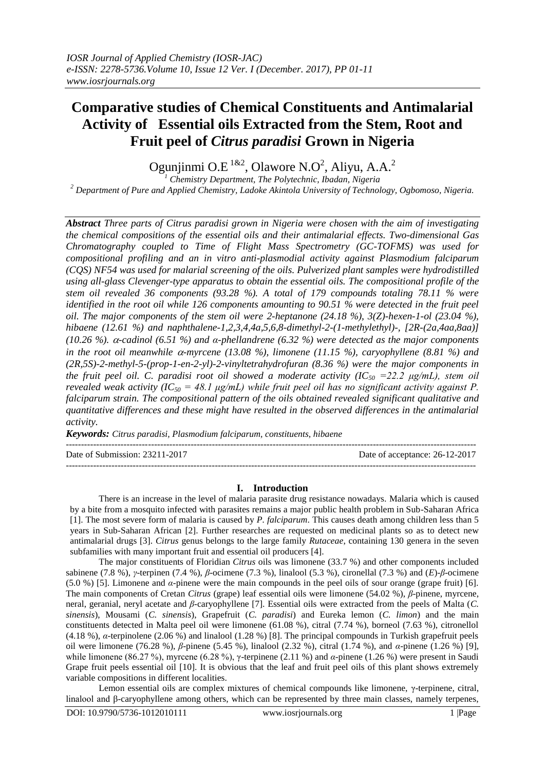*IOSR Journal of Applied Chemistry (IOSR-JAC)*
*e-ISSN: 2278-5736.Volume 10, Issue 12 Ver. I (December. 2017), PP 01-11*
*www.iosrjournals.org*

# Comparative studies of Chemical Constituents and Antimalarial Activity of Essential oils Extracted from the Stem, Root and Fruit peel of *Citrus paradisi* Grown in Nigeria

Ogunjinmi O.E [1&2], Olawore N.O[2], Aliyu, A.A.[2]

[1] Chemistry Department, The Polytechnic, Ibadan, Nigeria
[2] Department of Pure and Applied Chemistry, Ladoke Akintola University of Technology, Ogbomoso, Nigeria.

***Abstract*** *Three parts of Citrus paradisi grown in Nigeria were chosen with the aim of investigating the chemical compositions of the essential oils and their antimalarial effects. Two-dimensional Gas Chromatography coupled to Time of Flight Mass Spectrometry (GC-TOFMS) was used for compositional profiling and an in vitro anti-plasmodial activity against Plasmodium falciparum (CQS) NF54 was used for malarial screening of the oils. Pulverized plant samples were hydrodistilled using all-glass Clevenger-type apparatus to obtain the essential oils. The compositional profile of the stem oil revealed 36 components (93.28 %). A total of 179 compounds totaling 78.11 % were identified in the root oil while 126 components amounting to 90.51 % were detected in the fruit peel oil. The major components of the stem oil were 2-heptanone (24.18 %), 3(Z)-hexen-1-ol (23.04 %), hibaene (12.61 %) and naphthalene-1,2,3,4,4a,5,6,8-dimethyl-2-(1-methylethyl)-, [2R-(2a,4aa,8aa)] (10.26 %). α-cadinol (6.51 %) and α-phellandrene (6.32 %) were detected as the major components in the root oil meanwhile α-myrcene (13.08 %), limonene (11.15 %), caryophyllene (8.81 %) and (2R,5S)-2-methyl-5-(prop-1-en-2-yl)-2-vinyltetrahydrofuran (8.36 %) were the major components in the fruit peel oil. C. paradisi root oil showed a moderate activity ($IC_{50}$ =22.2 μg/mL), stem oil revealed weak activity ($IC_{50}$ = 48.1 μg/mL) while fruit peel oil has no significant activity against P. falciparum strain. The compositional pattern of the oils obtained revealed significant qualitative and quantitative differences and these might have resulted in the observed differences in the antimalarial activity.*

***Keywords:*** *Citrus paradisi, Plasmodium falciparum, constituents, hibaene*

Date of Submission: 23211-2017 Date of acceptance: 26-12-2017

## I. Introduction

There is an increase in the level of malaria parasite drug resistance nowadays. Malaria which is caused by a bite from a mosquito infected with parasites remains a major public health problem in Sub-Saharan Africa [1]. The most severe form of malaria is caused by *P. falciparum*. This causes death among children less than 5 years in Sub-Saharan African [2]. Further researches are requested on medicinal plants so as to detect new antimalarial drugs [3]. *Citrus* genus belongs to the large family *Rutaceae*, containing 130 genera in the seven subfamilies with many important fruit and essential oil producers [4].

The major constituents of Floridian *Citrus* oils was limonene (33.7 %) and other components included sabinene (7.8 %), *γ*-terpinen (7.4 %), *β*-ocimene (7.3 %), linalool (5.3 %), cironellal (7.3 %) and (*E*)-*β*-ocimene (5.0 %) [5]. Limonene and *α*-pinene were the main compounds in the peel oils of sour orange (grape fruit) [6]. The main components of Cretan *Citrus* (grape) leaf essential oils were limonene (54.02 %), *β*-pinene, myrcene, neral, geranial, neryl acetate and *β*-caryophyllene [7]. Essential oils were extracted from the peels of Malta (*C. sinensis*), Mousami (*C. sinensis*), Grapefruit (*C. paradisi*) and Eureka lemon (*C. limon*) and the main constituents detected in Malta peel oil were limonene (61.08 %), citral (7.74 %), borneol (7.63 %), citronellol (4.18 %), *α*-terpinolene (2.06 %) and linalool (1.28 %) [8]. The principal compounds in Turkish grapefruit peels oil were limonene (76.28 %), *β*-pinene (5.45 %), linalool (2.32 %), citral (1.74 %), and *α*-pinene (1.26 %) [9], while limonene (86.27 %), myrcene (6.28 %), γ-terpinene (2.11 %) and *α*-pinene (1.26 %) were present in Saudi Grape fruit peels essential oil [10]. It is obvious that the leaf and fruit peel oils of this plant shows extremely variable compositions in different localities.

Lemon essential oils are complex mixtures of chemical compounds like limonene, γ-terpinene, citral, linalool and β-caryophyllene among others, which can be represented by three main classes, namely terpenes,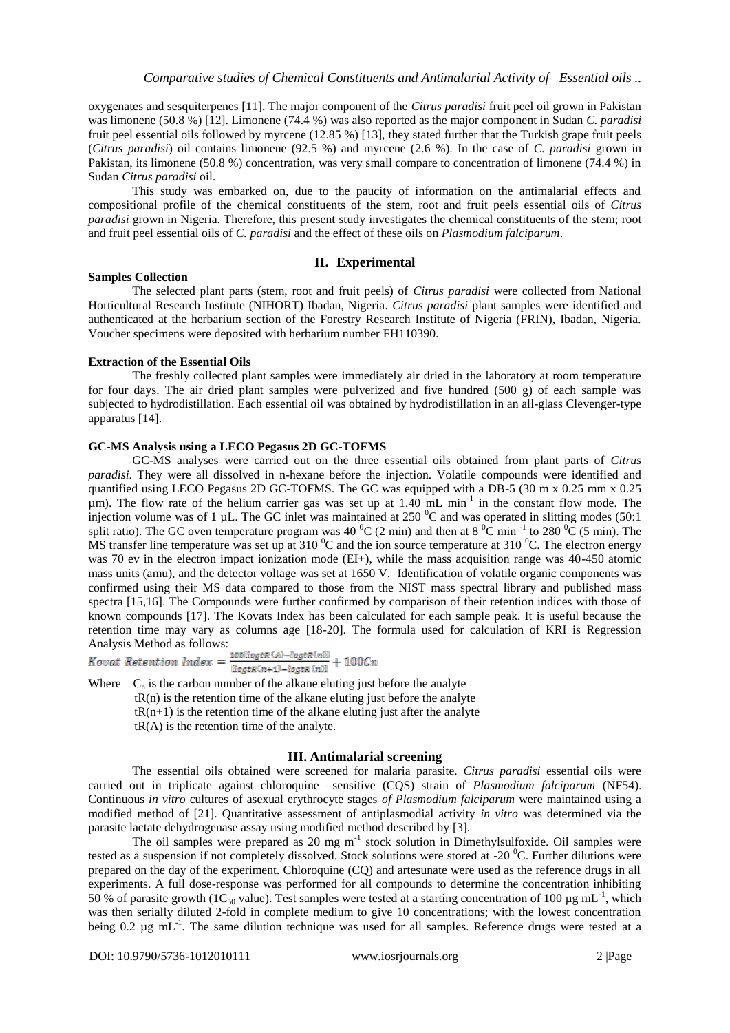oxygenates and sesquiterpenes [11]. The major component of the *Citrus paradisi* fruit peel oil grown in Pakistan was limonene (50.8 %) [12]. Limonene (74.4 %) was also reported as the major component in Sudan *C. paradisi* fruit peel essential oils followed by myrcene (12.85 %) [13], they stated further that the Turkish grape fruit peels (*Citrus paradisi*) oil contains limonene (92.5 %) and myrcene (2.6 %). In the case of *C. paradisi* grown in Pakistan, its limonene (50.8 %) concentration, was very small compare to concentration of limonene (74.4 %) in Sudan *Citrus paradisi* oil.

This study was embarked on, due to the paucity of information on the antimalarial effects and compositional profile of the chemical constituents of the stem, root and fruit peels essential oils of *Citrus paradisi* grown in Nigeria. Therefore, this present study investigates the chemical constituents of the stem; root and fruit peel essential oils of *C. paradisi* and the effect of these oils on *Plasmodium falciparum*.

## II. Experimental

**Samples Collection**

The selected plant parts (stem, root and fruit peels) of *Citrus paradisi* were collected from National Horticultural Research Institute (NIHORT) Ibadan, Nigeria. *Citrus paradisi* plant samples were identified and authenticated at the herbarium section of the Forestry Research Institute of Nigeria (FRIN), Ibadan, Nigeria. Voucher specimens were deposited with herbarium number FH110390.

**Extraction of the Essential Oils**

The freshly collected plant samples were immediately air dried in the laboratory at room temperature for four days. The air dried plant samples were pulverized and five hundred (500 g) of each sample was subjected to hydrodistillation. Each essential oil was obtained by hydrodistillation in an all-glass Clevenger-type apparatus [14].

**GC-MS Analysis using a LECO Pegasus 2D GC-TOFMS**

GC-MS analyses were carried out on the three essential oils obtained from plant parts of *Citrus paradisi*. They were all dissolved in n-hexane before the injection. Volatile compounds were identified and quantified using LECO Pegasus 2D GC-TOFMS. The GC was equipped with a DB-5 (30 m x 0.25 mm x 0.25 µm). The flow rate of the helium carrier gas was set up at 1.40 mL $min^{-1}$ in the constant flow mode. The injection volume was of 1 µL. The GC inlet was maintained at 250 $^0$C and was operated in slitting modes (50:1 split ratio). The GC oven temperature program was 40 $^0$C (2 min) and then at 8 $^0$C $min^{-1}$ to 280 $^0$C (5 min). The MS transfer line temperature was set up at 310 $^0$C and the ion source temperature at 310 $^0$C. The electron energy was 70 ev in the electron impact ionization mode (EI+), while the mass acquisition range was 40-450 atomic mass units (amu), and the detector voltage was set at 1650 V. Identification of volatile organic components was confirmed using their MS data compared to those from the NIST mass spectral library and published mass spectra [15,16]. The Compounds were further confirmed by comparison of their retention indices with those of known compounds [17]. The Kovats Index has been calculated for each sample peak. It is useful because the retention time may vary as columns age [18-20]. The formula used for calculation of KRI is Regression Analysis Method as follows:

$$Kovat\ Retention\ Index = \frac{100[\log tR\,(A) - \log tR\,(n)]}{[\log tR\,(n+1) - \log tR\,(n)]} + 100Cn$$

Where $C_n$ is the carbon number of the alkane eluting just before the analyte
tR(n) is the retention time of the alkane eluting just before the analyte
tR(n+1) is the retention time of the alkane eluting just after the analyte
tR(A) is the retention time of the analyte.

## III. Antimalarial screening

The essential oils obtained were screened for malaria parasite. *Citrus paradisi* essential oils were carried out in triplicate against chloroquine –sensitive (CQS) strain of *Plasmodium falciparum* (NF54). Continuous *in vitro* cultures of asexual erythrocyte stages *of Plasmodium falciparum* were maintained using a modified method of [21]. Quantitative assessment of antiplasmodial activity *in vitro* was determined via the parasite lactate dehydrogenase assay using modified method described by [3].

The oil samples were prepared as 20 mg $m^{-1}$ stock solution in Dimethylsulfoxide. Oil samples were tested as a suspension if not completely dissolved. Stock solutions were stored at -20 $^0$C. Further dilutions were prepared on the day of the experiment. Chloroquine (CQ) and artesunate were used as the reference drugs in all experiments. A full dose-response was performed for all compounds to determine the concentration inhibiting 50 % of parasite growth ($1C_{50}$ value). Test samples were tested at a starting concentration of 100 µg $mL^{-1}$, which was then serially diluted 2-fold in complete medium to give 10 concentrations; with the lowest concentration being 0.2 µg $mL^{-1}$. The same dilution technique was used for all samples. Reference drugs were tested at a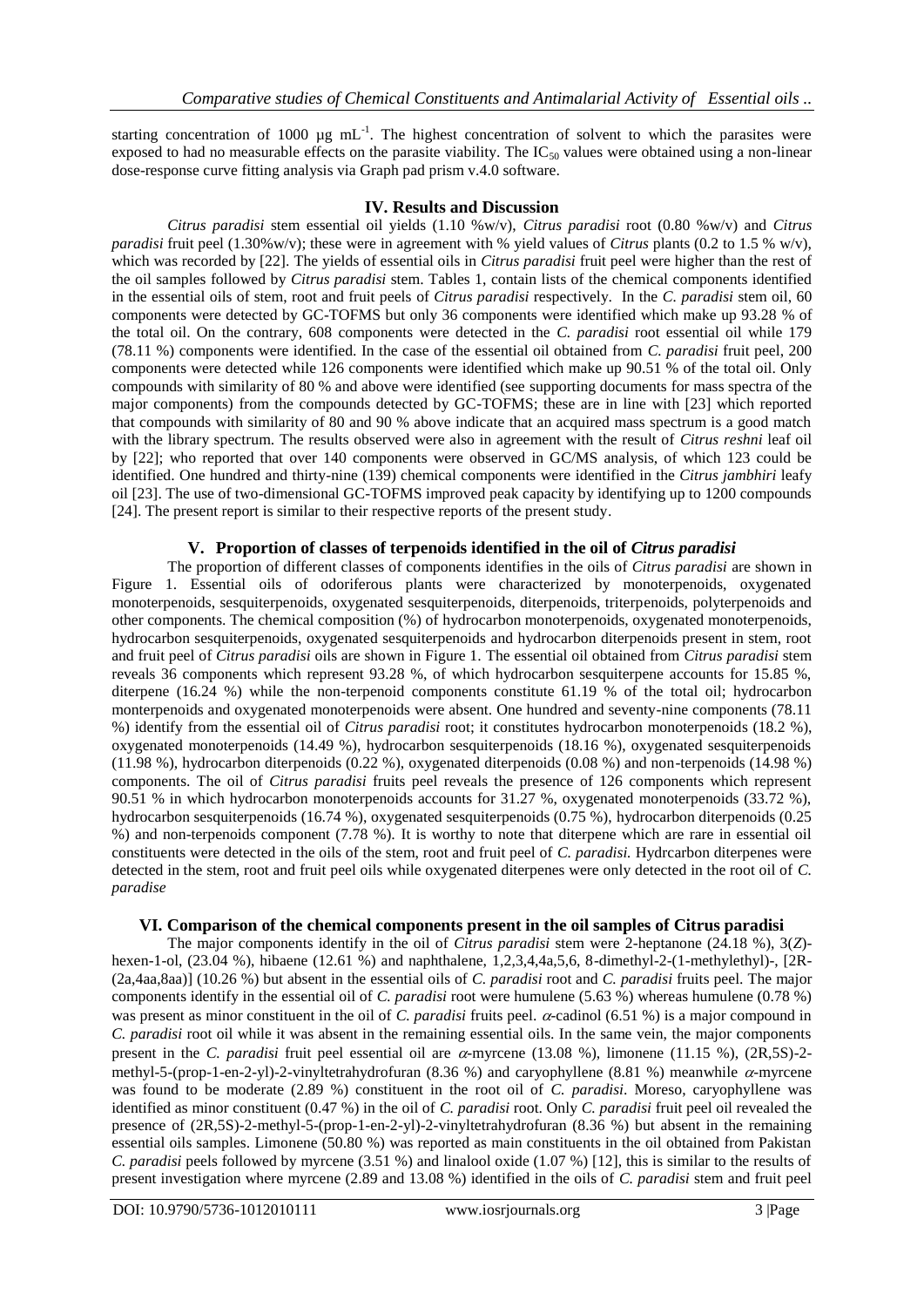starting concentration of 1000 µg mL$^{-1}$. The highest concentration of solvent to which the parasites were exposed to had no measurable effects on the parasite viability. The IC$_{50}$ values were obtained using a non-linear dose-response curve fitting analysis via Graph pad prism v.4.0 software.

## IV. Results and Discussion

*Citrus paradisi* stem essential oil yields (1.10 %w/v), *Citrus paradisi* root (0.80 %w/v) and *Citrus paradisi* fruit peel (1.30%w/v); these were in agreement with % yield values of *Citrus* plants (0.2 to 1.5 % w/v), which was recorded by [22]. The yields of essential oils in *Citrus paradisi* fruit peel were higher than the rest of the oil samples followed by *Citrus paradisi* stem. Tables 1, contain lists of the chemical components identified in the essential oils of stem, root and fruit peels of *Citrus paradisi* respectively. In the *C. paradisi* stem oil, 60 components were detected by GC-TOFMS but only 36 components were identified which make up 93.28 % of the total oil. On the contrary, 608 components were detected in the *C. paradisi* root essential oil while 179 (78.11 %) components were identified. In the case of the essential oil obtained from *C. paradisi* fruit peel, 200 components were detected while 126 components were identified which make up 90.51 % of the total oil. Only compounds with similarity of 80 % and above were identified (see supporting documents for mass spectra of the major components) from the compounds detected by GC-TOFMS; these are in line with [23] which reported that compounds with similarity of 80 and 90 % above indicate that an acquired mass spectrum is a good match with the library spectrum. The results observed were also in agreement with the result of *Citrus reshni* leaf oil by [22]; who reported that over 140 components were observed in GC/MS analysis, of which 123 could be identified. One hundred and thirty-nine (139) chemical components were identified in the *Citrus jambhiri* leafy oil [23]. The use of two-dimensional GC-TOFMS improved peak capacity by identifying up to 1200 compounds [24]. The present report is similar to their respective reports of the present study.

## V. Proportion of classes of terpenoids identified in the oil of *Citrus paradisi*

The proportion of different classes of components identifies in the oils of *Citrus paradisi* are shown in Figure 1. Essential oils of odoriferous plants were characterized by monoterpenoids, oxygenated monoterpenoids, sesquiterpenoids, oxygenated sesquiterpenoids, diterpenoids, triterpenoids, polyterpenoids and other components. The chemical composition (%) of hydrocarbon monoterpenoids, oxygenated monoterpenoids, hydrocarbon sesquiterpenoids, oxygenated sesquiterpenoids and hydrocarbon diterpenoids present in stem, root and fruit peel of *Citrus paradisi* oils are shown in Figure 1. The essential oil obtained from *Citrus paradisi* stem reveals 36 components which represent 93.28 %, of which hydrocarbon sesquiterpene accounts for 15.85 %, diterpene (16.24 %) while the non-terpenoid components constitute 61.19 % of the total oil; hydrocarbon monterpenoids and oxygenated monoterpenoids were absent. One hundred and seventy-nine components (78.11 %) identify from the essential oil of *Citrus paradisi* root; it constitutes hydrocarbon monoterpenoids (18.2 %), oxygenated monoterpenoids (14.49 %), hydrocarbon sesquiterpenoids (18.16 %), oxygenated sesquiterpenoids (11.98 %), hydrocarbon diterpenoids (0.22 %), oxygenated diterpenoids (0.08 %) and non-terpenoids (14.98 %) components. The oil of *Citrus paradisi* fruits peel reveals the presence of 126 components which represent 90.51 % in which hydrocarbon monoterpenoids accounts for 31.27 %, oxygenated monoterpenoids (33.72 %), hydrocarbon sesquiterpenoids (16.74 %), oxygenated sesquiterpenoids (0.75 %), hydrocarbon diterpenoids (0.25 %) and non-terpenoids component (7.78 %). It is worthy to note that diterpene which are rare in essential oil constituents were detected in the oils of the stem, root and fruit peel of *C. paradisi.* Hydrcarbon diterpenes were detected in the stem, root and fruit peel oils while oxygenated diterpenes were only detected in the root oil of *C. paradise*

## VI. Comparison of the chemical components present in the oil samples of Citrus paradisi

The major components identify in the oil of *Citrus paradisi* stem were 2-heptanone (24.18 %), 3(*Z*)-hexen-1-ol, (23.04 %), hibaene (12.61 %) and naphthalene, 1,2,3,4,4a,5,6, 8-dimethyl-2-(1-methylethyl)-, [2R-(2a,4aa,8aa)] (10.26 %) but absent in the essential oils of *C. paradisi* root and *C. paradisi* fruits peel. The major components identify in the essential oil of *C. paradisi* root were humulene (5.63 %) whereas humulene (0.78 %) was present as minor constituent in the oil of *C. paradisi* fruits peel. $\alpha$-cadinol (6.51 %) is a major compound in *C. paradisi* root oil while it was absent in the remaining essential oils. In the same vein, the major components present in the *C. paradisi* fruit peel essential oil are $\alpha$-myrcene (13.08 %), limonene (11.15 %), (2R,5S)-2-methyl-5-(prop-1-en-2-yl)-2-vinyltetrahydrofuran (8.36 %) and caryophyllene (8.81 %) meanwhile $\alpha$-myrcene was found to be moderate (2.89 %) constituent in the root oil of *C. paradisi*. Moreso, caryophyllene was identified as minor constituent (0.47 %) in the oil of *C. paradisi* root. Only *C. paradisi* fruit peel oil revealed the presence of (2R,5S)-2-methyl-5-(prop-1-en-2-yl)-2-vinyltetrahydrofuran (8.36 %) but absent in the remaining essential oils samples. Limonene (50.80 %) was reported as main constituents in the oil obtained from Pakistan *C. paradisi* peels followed by myrcene (3.51 %) and linalool oxide (1.07 %) [12], this is similar to the results of present investigation where myrcene (2.89 and 13.08 %) identified in the oils of *C. paradisi* stem and fruit peel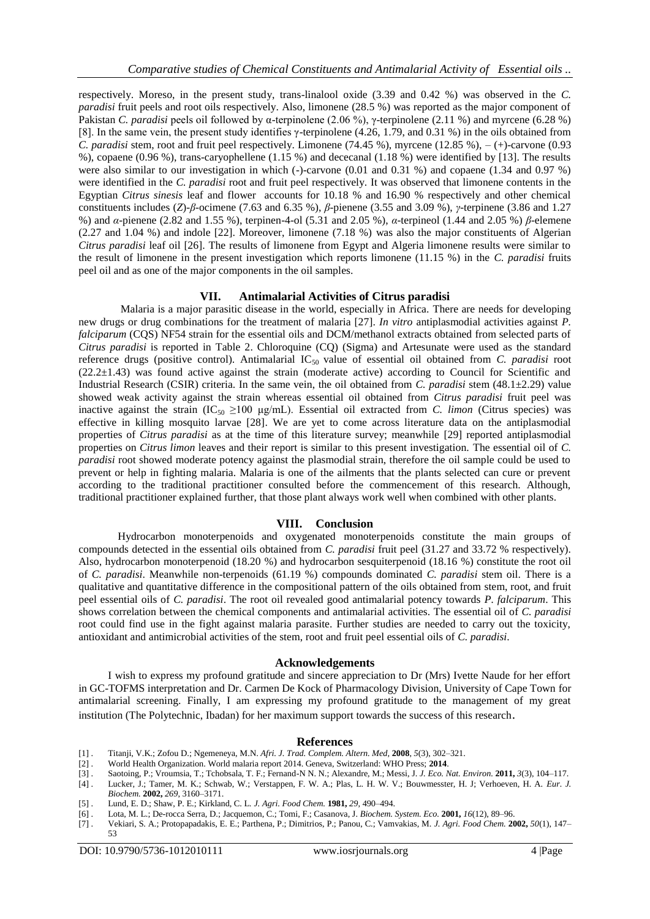respectively. Moreso, in the present study, trans-linalool oxide (3.39 and 0.42 %) was observed in the *C. paradisi* fruit peels and root oils respectively. Also, limonene (28.5 %) was reported as the major component of Pakistan *C. paradisi* peels oil followed by α-terpinolene (2.06 %), γ-terpinolene (2.11 %) and myrcene (6.28 %) [8]. In the same vein, the present study identifies γ-terpinolene (4.26, 1.79, and 0.31 %) in the oils obtained from *C. paradisi* stem, root and fruit peel respectively. Limonene (74.45 %), myrcene (12.85 %), – (+)-carvone (0.93 %), copaene (0.96 %), trans-caryophellene (1.15 %) and dececanal (1.18 %) were identified by [13]. The results were also similar to our investigation in which (-)-carvone (0.01 and 0.31 %) and copaene (1.34 and 0.97 %) were identified in the *C. paradisi* root and fruit peel respectively. It was observed that limonene contents in the Egyptian *Citrus sinesis* leaf and flower accounts for 10.18 % and 16.90 % respectively and other chemical constituents includes (*Z*)-*β*-ocimene (7.63 and 6.35 %), *β*-pienene (3.55 and 3.09 %), *γ*-terpinene (3.86 and 1.27 %) and *α*-pienene (2.82 and 1.55 %), terpinen-4-ol (5.31 and 2.05 %), *α*-terpineol (1.44 and 2.05 %) *β*-elemene (2.27 and 1.04 %) and indole [22]. Moreover, limonene (7.18 %) was also the major constituents of Algerian *Citrus paradisi* leaf oil [26]. The results of limonene from Egypt and Algeria limonene results were similar to the result of limonene in the present investigation which reports limonene (11.15 %) in the *C. paradisi* fruits peel oil and as one of the major components in the oil samples.

## VII. Antimalarial Activities of Citrus paradisi

Malaria is a major parasitic disease in the world, especially in Africa. There are needs for developing new drugs or drug combinations for the treatment of malaria [27]. *In vitro* antiplasmodial activities against *P. falciparum* (CQS) NF54 strain for the essential oils and DCM/methanol extracts obtained from selected parts of *Citrus paradisi* is reported in Table 2. Chloroquine (CQ) (Sigma) and Artesunate were used as the standard reference drugs (positive control). Antimalarial $IC_{50}$ value of essential oil obtained from *C. paradisi* root (22.2±1.43) was found active against the strain (moderate active) according to Council for Scientific and Industrial Research (CSIR) criteria. In the same vein, the oil obtained from *C. paradisi* stem (48.1±2.29) value showed weak activity against the strain whereas essential oil obtained from *Citrus paradisi* fruit peel was inactive against the strain ($IC_{50} \geq 100$ μg/mL). Essential oil extracted from *C. limon* (Citrus species) was effective in killing mosquito larvae [28]. We are yet to come across literature data on the antiplasmodial properties of *Citrus paradisi* as at the time of this literature survey; meanwhile [29] reported antiplasmodial properties on *Citrus limon* leaves and their report is similar to this present investigation. The essential oil of *C. paradisi* root showed moderate potency against the plasmodial strain, therefore the oil sample could be used to prevent or help in fighting malaria. Malaria is one of the ailments that the plants selected can cure or prevent according to the traditional practitioner consulted before the commencement of this research. Although, traditional practitioner explained further, that those plant always work well when combined with other plants.

## VIII. Conclusion

Hydrocarbon monoterpenoids and oxygenated monoterpenoids constitute the main groups of compounds detected in the essential oils obtained from *C. paradisi* fruit peel (31.27 and 33.72 % respectively). Also, hydrocarbon monoterpenoid (18.20 %) and hydrocarbon sesquiterpenoid (18.16 %) constitute the root oil of *C. paradisi*. Meanwhile non-terpenoids (61.19 %) compounds dominated *C. paradisi* stem oil. There is a qualitative and quantitative difference in the compositional pattern of the oils obtained from stem, root, and fruit peel essential oils of *C. paradisi*. The root oil revealed good antimalarial potency towards *P. falciparum*. This shows correlation between the chemical components and antimalarial activities. The essential oil of *C. paradisi* root could find use in the fight against malaria parasite. Further studies are needed to carry out the toxicity, antioxidant and antimicrobial activities of the stem, root and fruit peel essential oils of *C. paradisi*.

## Acknowledgements

I wish to express my profound gratitude and sincere appreciation to Dr (Mrs) Ivette Naude for her effort in GC-TOFMS interpretation and Dr. Carmen De Kock of Pharmacology Division, University of Cape Town for antimalarial screening. Finally, I am expressing my profound gratitude to the management of my great institution (The Polytechnic, Ibadan) for her maximum support towards the success of this research.

## References

[1]. Titanji, V.K.; Zofou D.; Ngemeneya, M.N. *Afri. J. Trad. Complem. Altern. Med*, **2008**, *5*(3), 302–321.
[2]. World Health Organization. World malaria report 2014. Geneva, Switzerland: WHO Press; **2014**.
[3]. Saotoing, P.; Vroumsia, T.; Tchobsala, T. F.; Fernand-N N. N.; Alexandre, M.; Messi, J. *J. Eco. Nat. Environ.* **2011,** *3*(3), 104–117.
[4]. Lucker, J.; Tamer, M. K.; Schwab, W.; Verstappen, F. W. A.; Plas, L. H. W. V.; Bouwmesster, H. J; Verhoeven, H. A. *Eur. J. Biochem.* **2002,** *269*, 3160–3171.
[5]. Lund, E. D.; Shaw, P. E.; Kirkland, C. L. *J. Agri. Food Chem.* **1981,** *29*, 490–494.
[6]. Lota, M. L.; De-rocca Serra, D.; Jacquemon, C.; Tomi, F.; Casanova, J. *Biochem. System. Eco.* **2001,** *16*(12), 89–96.
[7]. Vekiari, S. A.; Protopapadakis, E. E.; Parthena, P.; Dimitrios, P.; Panou, C.; Vamvakias, M. *J. Agri. Food Chem.* **2002,** *50*(1), 147–53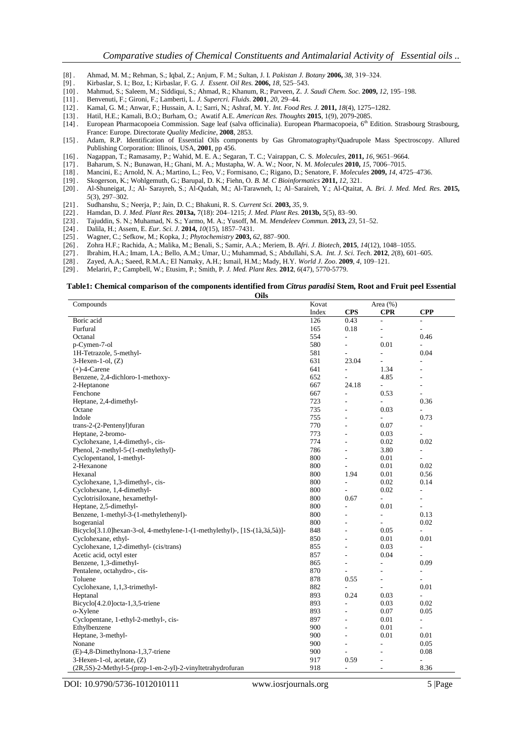[8] . Ahmad, M. M.; Rehman, S.; Iqbal, Z.; Anjum, F. M.; Sultan, J. I. *Pakistan J. Botany* **2006,** *38*, 319–324.
[9] . Kirbaslar, S. I.; Boz, I.; Kirbaslar, F. G. *J. Essent. Oil Res.* **2006,** *18*, 525–543.
[10] . Mahmud, S.; Saleem, M.; Siddiqui, S.; Ahmad, R.; Khanum, R.; Parveen, Z. *J. Saudi Chem. Soc.* **2009,** *12*, 195–198.
[11] . Benvenuti, F.; Gironi, F.; Lamberti, L. *J. Supercri. Fluids*. **2001**, *20*, 29–44.
[12] . Kamal, G. M.; Anwar, F.; Hussain, A. I.; Sarri, N.; Ashraf, M. Y. *Int. Food Res. J.* **2011,** *18*(4), 1275–1282.
[13] . Hatil, H.E.; Kamali, B.O.; Burham, O.; Awatif A.E. *American Res. Thoughts* **2015**, 1(9), 2079-2085.
[14] . European Pharmacopoeia Commission. Sage leaf (salva officinalia). European Pharmacopoeia, 6th Edition. Strasbourg Strasbourg, France: Europe. Directorate *Quality Medicine*, **2008**, 2853.
[15] . Adam, R.P. Identification of Essential Oils components by Gas Ghromatography/Quadrupole Mass Spectroscopy. Allured Publishing Corporation: Illinois, USA, **2001**, pp 456.
[16] . Nagappan, T.; Ramasamy, P.; Wahid, M. E. A.; Segaran, T. C.; Vairappan, C. S. *Molecules*, **2011,** *16*, 9651–9664.
[17] . Baharum, S. N.; Bunawan, H.; Ghani, M. A.; Mustapha, W. A. W.; Noor, N. M. *Molecules* **2010,** *15*, 7006–7015.
[18] . Mancini, E.; Arnold, N. A.; Martino, L.; Feo, V.; Formisano, C.; Rigano, D.; Senatore, F. *Molecules* **2009,** *14*, 4725–4736.
[19] . Skogerson, K.; Wohlgemuth, G.; Barupal, D. K.; Fiehn, O. *B. M. C Bioinformatics* **2011,** *12*, 321.
[20] . Al-Shuneigat, J.; Al- Sarayreh, S.; Al-Qudah, M.; Al-Tarawneh, I.; Al–Saraireh, Y.; Al-Qtaitat, A. *Bri. J. Med. Med. Res.* **2015,** *5*(3), 297–302.
[21] . Sudhanshu, S.; Neerja, P.; Jain, D. C.; Bhakuni, R. S. *Current Sci.* **2003,** *35*, 9.
[22] . Hamdan, D. *J. Med. Plant Res.* **2013a,** 7(18): 204–1215; *J. Med. Plant Res.* **2013b,** *5*(5), 83–90.
[23] . Tajuddin, S. N.; Muhamad, N. S.; Yarmo, M. A.; Yusoff, M. M. *Mendeleev Commun.* **2013,** *23*, 51–52.
[24] . Dalila, H.; Assem, E. *Eur. Sci. J.* **2014,** *10*(15), 1857–7431.
[25] . Wagner, C.; Sefkow, M.; Kopka, J.; *Phytochemistry* **2003,** *62*, 887–900.
[26] . Zohra H.F.; Rachida, A.; Malika, M.; Benali, S.; Samir, A.A.; Meriem, B. *Afri. J. Biotech*, **2015**, *14*(12), 1048–1055.
[27] . Ibrahim, H.A.; Imam, I.A.; Bello, A.M.; Umar, U.; Muhammad, S.; Abdullahi, S.A. *Int. J. Sci. Tech*. **2012**, *2*(8), 601–605.
[28] . Zayed, A.A.; Saeed, R.M.A.; El Namaky, A.H.; Ismail, H.M.; Mady, H.Y. *World J. Zoo*. **2009**, *4*, 109–121.
[29] . Melariri, P.; Campbell, W.; Etusim, P.; Smith, P. *J. Med. Plant Res.* **2012**, *6*(47), 5770-5779.

**Table1: Chemical comparison of the components identified from *Citrus paradisi* Stem, Root and Fruit peel Essential Oils**

| Compounds | Kovat Index | Area (%) CPS | CPR | CPP |
|---|---|---|---|---|
| Boric acid | 126 | 0.43 | - | - |
| Furfural | 165 | 0.18 | - | - |
| Octanal | 554 | - | - | 0.46 |
| p-Cymen-7-ol | 580 | - | 0.01 | - |
| 1H-Tetrazole, 5-methyl- | 581 | - | - | 0.04 |
| 3-Hexen-1-ol, (Z) | 631 | 23.04 | - | - |
| (+)-4-Carene | 641 | - | 1.34 | - |
| Benzene, 2,4-dichloro-1-methoxy- | 652 | - | 4.85 | - |
| 2-Heptanone | 667 | 24.18 | - | - |
| Fenchone | 667 | - | 0.53 | - |
| Heptane, 2,4-dimethyl- | 723 | - | - | 0.36 |
| Octane | 735 | - | 0.03 | - |
| Indole | 755 | - | - | 0.73 |
| trans-2-(2-Pentenyl)furan | 770 | - | 0.07 | - |
| Heptane, 2-bromo- | 773 | - | 0.03 | - |
| Cyclohexane, 1,4-dimethyl-, cis- | 774 | - | 0.02 | 0.02 |
| Phenol, 2-methyl-5-(1-methylethyl)- | 786 | - | 3.80 | - |
| Cyclopentanol, 1-methyl- | 800 | - | 0.01 | - |
| 2-Hexanone | 800 | - | 0.01 | 0.02 |
| Hexanal | 800 | 1.94 | 0.01 | 0.56 |
| Cyclohexane, 1,3-dimethyl-, cis- | 800 | - | 0.02 | 0.14 |
| Cyclohexane, 1,4-dimethyl- | 800 | - | 0.02 | - |
| Cyclotrisiloxane, hexamethyl- | 800 | 0.67 | - | - |
| Heptane, 2,5-dimethyl- | 800 | - | 0.01 | - |
| Benzene, 1-methyl-3-(1-methylethenyl)- | 800 | - | - | 0.13 |
| Isogeranial | 800 | - | - | 0.02 |
| Bicyclo[3.1.0]hexan-3-ol, 4-methylene-1-(1-methylethyl)-, [1S-(1à,3á,5à)]- | 848 | - | 0.05 | - |
| Cyclohexane, ethyl- | 850 | - | 0.01 | 0.01 |
| Cyclohexane, 1,2-dimethyl- (cis/trans) | 855 | - | 0.03 | - |
| Acetic acid, octyl ester | 857 | - | 0.04 | - |
| Benzene, 1,3-dimethyl- | 865 | - | - | 0.09 |
| Pentalene, octahydro-, cis- | 870 | - | - | - |
| Toluene | 878 | 0.55 | - | - |
| Cyclohexane, 1,1,3-trimethyl- | 882 | - | - | 0.01 |
| Heptanal | 893 | 0.24 | 0.03 | - |
| Bicyclo[4.2.0]octa-1,3,5-triene | 893 | - | 0.03 | 0.02 |
| o-Xylene | 893 | - | 0.07 | 0.05 |
| Cyclopentane, 1-ethyl-2-methyl-, cis- | 897 | - | 0.01 | - |
| Ethylbenzene | 900 | - | 0.01 | - |
| Heptane, 3-methyl- | 900 | - | 0.01 | 0.01 |
| Nonane | 900 | - | - | 0.05 |
| (E)-4,8-Dimethylnona-1,3,7-triene | 900 | - | - | 0.08 |
| 3-Hexen-1-ol, acetate, (Z) | 917 | 0.59 | - | - |
| (2R,5S)-2-Methyl-5-(prop-1-en-2-yl)-2-vinyltetrahydrofuran | 918 | - | - | 8.36 |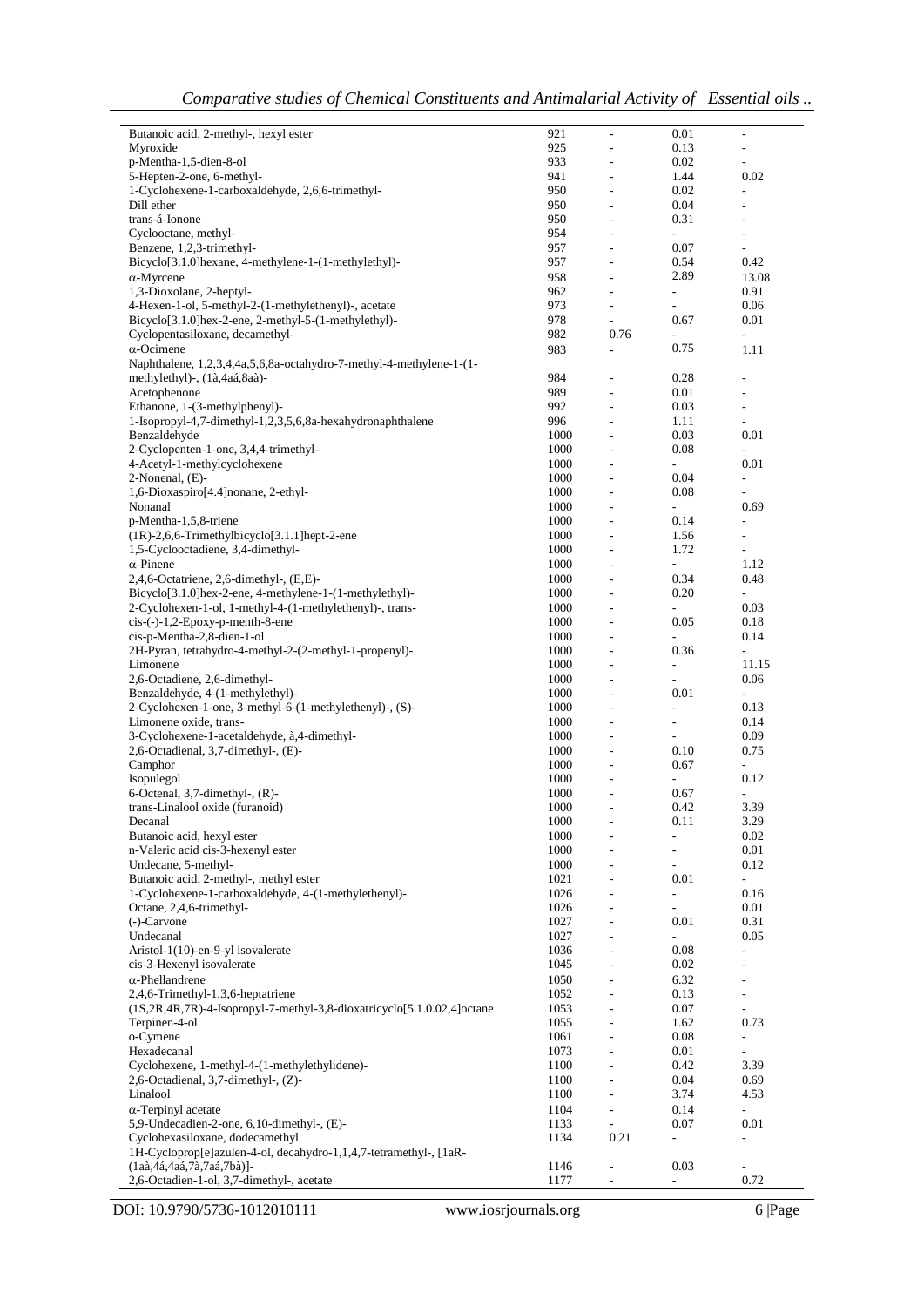| | | | | |
|---|---|---|---|---|
| Butanoic acid, 2-methyl-, hexyl ester | 921 | - | 0.01 | - |
| Myroxide | 925 | - | 0.13 | - |
| p-Mentha-1,5-dien-8-ol | 933 | - | 0.02 | - |
| 5-Hepten-2-one, 6-methyl- | 941 | - | 1.44 | 0.02 |
| 1-Cyclohexene-1-carboxaldehyde, 2,6,6-trimethyl- | 950 | - | 0.02 | - |
| Dill ether | 950 | - | 0.04 | - |
| trans-á-Ionone | 950 | - | 0.31 | - |
| Cyclooctane, methyl- | 954 | - | - | - |
| Benzene, 1,2,3-trimethyl- | 957 | - | 0.07 | - |
| Bicyclo[3.1.0]hexane, 4-methylene-1-(1-methylethyl)- | 957 | - | 0.54 | 0.42 |
| α-Myrcene | 958 | - | 2.89 | 13.08 |
| 1,3-Dioxolane, 2-heptyl- | 962 | - | - | 0.91 |
| 4-Hexen-1-ol, 5-methyl-2-(1-methylethenyl)-, acetate | 973 | - | - | 0.06 |
| Bicyclo[3.1.0]hex-2-ene, 2-methyl-5-(1-methylethyl)- | 978 | - | 0.67 | 0.01 |
| Cyclopentasiloxane, decamethyl- | 982 | 0.76 | - | - |
| α-Ocimene | 983 | - | 0.75 | 1.11 |
| Naphthalene, 1,2,3,4,4a,5,6,8a-octahydro-7-methyl-4-methylene-1-(1-methylethyl)-, (1à,4aá,8aà)- | 984 | - | 0.28 | - |
| Acetophenone | 989 | - | 0.01 | - |
| Ethanone, 1-(3-methylphenyl)- | 992 | - | 0.03 | - |
| 1-Isopropyl-4,7-dimethyl-1,2,3,5,6,8a-hexahydronaphthalene | 996 | - | 1.11 | - |
| Benzaldehyde | 1000 | - | 0.03 | 0.01 |
| 2-Cyclopenten-1-one, 3,4,4-trimethyl- | 1000 | - | 0.08 | - |
| 4-Acetyl-1-methylcyclohexene | 1000 | - | - | 0.01 |
| 2-Nonenal, (E)- | 1000 | - | 0.04 | - |
| 1,6-Dioxaspiro[4.4]nonane, 2-ethyl- | 1000 | - | 0.08 | - |
| Nonanal | 1000 | - | - | 0.69 |
| p-Mentha-1,5,8-triene | 1000 | - | 0.14 | - |
| (1R)-2,6,6-Trimethylbicyclo[3.1.1]hept-2-ene | 1000 | - | 1.56 | - |
| 1,5-Cyclooctadiene, 3,4-dimethyl- | 1000 | - | 1.72 | - |
| α-Pinene | 1000 | - | - | 1.12 |
| 2,4,6-Octatriene, 2,6-dimethyl-, (E,E)- | 1000 | - | 0.34 | 0.48 |
| Bicyclo[3.1.0]hex-2-ene, 4-methylene-1-(1-methylethyl)- | 1000 | - | 0.20 | - |
| 2-Cyclohexen-1-ol, 1-methyl-4-(1-methylethenyl)-, trans- | 1000 | - | - | 0.03 |
| cis-(-)-1,2-Epoxy-p-menth-8-ene | 1000 | - | 0.05 | 0.18 |
| cis-p-Mentha-2,8-dien-1-ol | 1000 | - | - | 0.14 |
| 2H-Pyran, tetrahydro-4-methyl-2-(2-methyl-1-propenyl)- | 1000 | - | 0.36 | - |
| Limonene | 1000 | - | - | 11.15 |
| 2,6-Octadiene, 2,6-dimethyl- | 1000 | - | - | 0.06 |
| Benzaldehyde, 4-(1-methylethyl)- | 1000 | - | 0.01 | - |
| 2-Cyclohexen-1-one, 3-methyl-6-(1-methylethenyl)-, (S)- | 1000 | - | - | 0.13 |
| Limonene oxide, trans- | 1000 | - | - | 0.14 |
| 3-Cyclohexene-1-acetaldehyde, à,4-dimethyl- | 1000 | - | - | 0.09 |
| 2,6-Octadienal, 3,7-dimethyl-, (E)- | 1000 | - | 0.10 | 0.75 |
| Camphor | 1000 | - | 0.67 | - |
| Isopulegol | 1000 | - | - | 0.12 |
| 6-Octenal, 3,7-dimethyl-, (R)- | 1000 | - | 0.67 | - |
| trans-Linalool oxide (furanoid) | 1000 | - | 0.42 | 3.39 |
| Decanal | 1000 | - | 0.11 | 3.29 |
| Butanoic acid, hexyl ester | 1000 | - | - | 0.02 |
| n-Valeric acid cis-3-hexenyl ester | 1000 | - | - | 0.01 |
| Undecane, 5-methyl- | 1000 | - | - | 0.12 |
| Butanoic acid, 2-methyl-, methyl ester | 1021 | - | 0.01 | - |
| 1-Cyclohexene-1-carboxaldehyde, 4-(1-methylethenyl)- | 1026 | - | - | 0.16 |
| Octane, 2,4,6-trimethyl- | 1026 | - | - | 0.01 |
| (-)-Carvone | 1027 | - | 0.01 | 0.31 |
| Undecanal | 1027 | - | - | 0.05 |
| Aristol-1(10)-en-9-yl isovalerate | 1036 | - | 0.08 | - |
| cis-3-Hexenyl isovalerate | 1045 | - | 0.02 | - |
| α-Phellandrene | 1050 | - | 6.32 | - |
| 2,4,6-Trimethyl-1,3,6-heptatriene | 1052 | - | 0.13 | - |
| (1S,2R,4R,7R)-4-Isopropyl-7-methyl-3,8-dioxatricyclo[5.1.0.02,4]octane | 1053 | - | 0.07 | - |
| Terpinen-4-ol | 1055 | - | 1.62 | 0.73 |
| o-Cymene | 1061 | - | 0.08 | - |
| Hexadecanal | 1073 | - | 0.01 | - |
| Cyclohexene, 1-methyl-4-(1-methylethylidene)- | 1100 | - | 0.42 | 3.39 |
| 2,6-Octadienal, 3,7-dimethyl-, (Z)- | 1100 | - | 0.04 | 0.69 |
| Linalool | 1100 | - | 3.74 | 4.53 |
| α-Terpinyl acetate | 1104 | - | 0.14 | - |
| 5,9-Undecadien-2-one, 6,10-dimethyl-, (E)- | 1133 | - | 0.07 | 0.01 |
| Cyclohexasiloxane, dodecamethyl | 1134 | 0.21 | - | - |
| 1H-Cycloprop[e]azulen-4-ol, decahydro-1,1,4,7-tetramethyl-, [1aR-(1aà,4á,4aá,7à,7aá,7bà)]- | 1146 | - | 0.03 | - |
| 2,6-Octadien-1-ol, 3,7-dimethyl-, acetate | 1177 | - | - | 0.72 |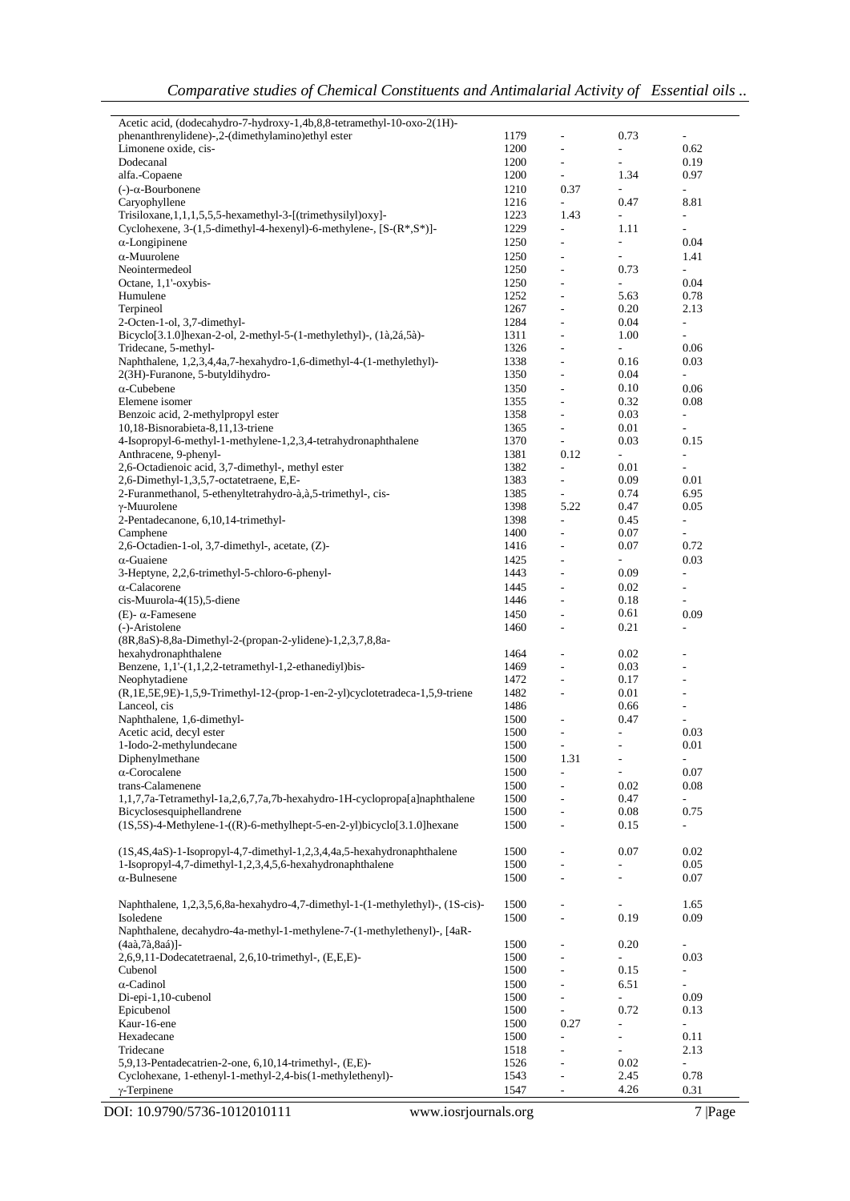| | | | | |
|---|---|---|---|---|
| Acetic acid, (dodecahydro-7-hydroxy-1,4b,8,8-tetramethyl-10-oxo-2(1H)-phenanthrenylidene)-,2-(dimethylamino)ethyl ester | 1179 | - | 0.73 | - |
| Limonene oxide, cis- | 1200 | - | - | 0.62 |
| Dodecanal | 1200 | - | - | 0.19 |
| alfa.-Copaene | 1200 | - | 1.34 | 0.97 |
| (-)-α-Bourbonene | 1210 | 0.37 | - | - |
| Caryophyllene | 1216 | - | 0.47 | 8.81 |
| Trisiloxane,1,1,1,5,5,5-hexamethyl-3-[(trimethysilyl)oxy]- | 1223 | 1.43 | - | - |
| Cyclohexene, 3-(1,5-dimethyl-4-hexenyl)-6-methylene-, [S-(R*,S*)]- | 1229 | - | 1.11 | - |
| α-Longipinene | 1250 | - | - | 0.04 |
| α-Muurolene | 1250 | - | - | 1.41 |
| Neointermedeol | 1250 | - | 0.73 | - |
| Octane, 1,1'-oxybis- | 1250 | - | - | 0.04 |
| Humulene | 1252 | - | 5.63 | 0.78 |
| Terpineol | 1267 | - | 0.20 | 2.13 |
| 2-Octen-1-ol, 3,7-dimethyl- | 1284 | - | 0.04 | - |
| Bicyclo[3.1.0]hexan-2-ol, 2-methyl-5-(1-methylethyl)-, (1à,2á,5à)- | 1311 | - | 1.00 | - |
| Tridecane, 5-methyl- | 1326 | - | - | 0.06 |
| Naphthalene, 1,2,3,4,4a,7-hexahydro-1,6-dimethyl-4-(1-methylethyl)- | 1338 | - | 0.16 | 0.03 |
| 2(3H)-Furanone, 5-butyldihydro- | 1350 | - | 0.04 | - |
| α-Cubebene | 1350 | - | 0.10 | 0.06 |
| Elemene isomer | 1355 | - | 0.32 | 0.08 |
| Benzoic acid, 2-methylpropyl ester | 1358 | - | 0.03 | - |
| 10,18-Bisnorabieta-8,11,13-triene | 1365 | - | 0.01 | - |
| 4-Isopropyl-6-methyl-1-methylene-1,2,3,4-tetrahydronaphthalene | 1370 | - | 0.03 | 0.15 |
| Anthracene, 9-phenyl- | 1381 | 0.12 | - | - |
| 2,6-Octadienoic acid, 3,7-dimethyl-, methyl ester | 1382 | - | 0.01 | - |
| 2,6-Dimethyl-1,3,5,7-octatetraene, E,E- | 1383 | - | 0.09 | 0.01 |
| 2-Furanmethanol, 5-ethenyltetrahydro-à,à,5-trimethyl-, cis- | 1385 | - | 0.74 | 6.95 |
| γ-Muurolene | 1398 | 5.22 | 0.47 | 0.05 |
| 2-Pentadecanone, 6,10,14-trimethyl- | 1398 | - | 0.45 | - |
| Camphene | 1400 | - | 0.07 | - |
| 2,6-Octadien-1-ol, 3,7-dimethyl-, acetate, (Z)- | 1416 | - | 0.07 | 0.72 |
| α-Guaiene | 1425 | - | - | 0.03 |
| 3-Heptyne, 2,2,6-trimethyl-5-chloro-6-phenyl- | 1443 | - | 0.09 | - |
| α-Calacorene | 1445 | - | 0.02 | - |
| cis-Muurola-4(15),5-diene | 1446 | - | 0.18 | - |
| (E)- α-Famesene | 1450 | - | 0.61 | 0.09 |
| (-)-Aristolene | 1460 | - | 0.21 | - |
| (8R,8aS)-8,8a-Dimethyl-2-(propan-2-ylidene)-1,2,3,7,8,8a-hexahydronaphthalene | 1464 | - | 0.02 | - |
| Benzene, 1,1'-(1,1,2,2-tetramethyl-1,2-ethanediyl)bis- | 1469 | - | 0.03 | - |
| Neophytadiene | 1472 | - | 0.17 | - |
| (R,1E,5E,9E)-1,5,9-Trimethyl-12-(prop-1-en-2-yl)cyclotetradeca-1,5,9-triene | 1482 | - | 0.01 | - |
| Lanceol, cis | 1486 | | 0.66 | - |
| Naphthalene, 1,6-dimethyl- | 1500 | - | 0.47 | - |
| Acetic acid, decyl ester | 1500 | - | - | 0.03 |
| 1-Iodo-2-methylundecane | 1500 | - | - | 0.01 |
| Diphenylmethane | 1500 | 1.31 | - | - |
| α-Corocalene | 1500 | - | - | 0.07 |
| trans-Calamenene | 1500 | - | 0.02 | 0.08 |
| 1,1,7,7a-Tetramethyl-1a,2,6,7,7a,7b-hexahydro-1H-cyclopropa[a]naphthalene | 1500 | - | 0.47 | - |
| Bicyclosesquiphellandrene | 1500 | - | 0.08 | 0.75 |
| (1S,5S)-4-Methylene-1-((R)-6-methylhept-5-en-2-yl)bicyclo[3.1.0]hexane | 1500 | - | 0.15 | - |
| (1S,4S,4aS)-1-Isopropyl-4,7-dimethyl-1,2,3,4,4a,5-hexahydronaphthalene | 1500 | - | 0.07 | 0.02 |
| 1-Isopropyl-4,7-dimethyl-1,2,3,4,5,6-hexahydronaphthalene | 1500 | - | - | 0.05 |
| α-Bulnesene | 1500 | - | - | 0.07 |
| Naphthalene, 1,2,3,5,6,8a-hexahydro-4,7-dimethyl-1-(1-methylethyl)-, (1S-cis)- | 1500 | - | - | 1.65 |
| Isoledene | 1500 | - | 0.19 | 0.09 |
| Naphthalene, decahydro-4a-methyl-1-methylene-7-(1-methylethenyl)-, [4aR-(4aà,7à,8aá)]- | 1500 | - | 0.20 | - |
| 2,6,9,11-Dodecatetraenal, 2,6,10-trimethyl-, (E,E,E)- | 1500 | - | - | 0.03 |
| Cubenol | 1500 | - | 0.15 | - |
| α-Cadinol | 1500 | - | 6.51 | - |
| Di-epi-1,10-cubenol | 1500 | - | - | 0.09 |
| Epicubenol | 1500 | - | 0.72 | 0.13 |
| Kaur-16-ene | 1500 | 0.27 | - | - |
| Hexadecane | 1500 | - | - | 0.11 |
| Tridecane | 1518 | - | - | 2.13 |
| 5,9,13-Pentadecatrien-2-one, 6,10,14-trimethyl-, (E,E)- | 1526 | - | 0.02 | - |
| Cyclohexane, 1-ethenyl-1-methyl-2,4-bis(1-methylethenyl)- | 1543 | - | 2.45 | 0.78 |
| γ-Terpinene | 1547 | - | 4.26 | 0.31 |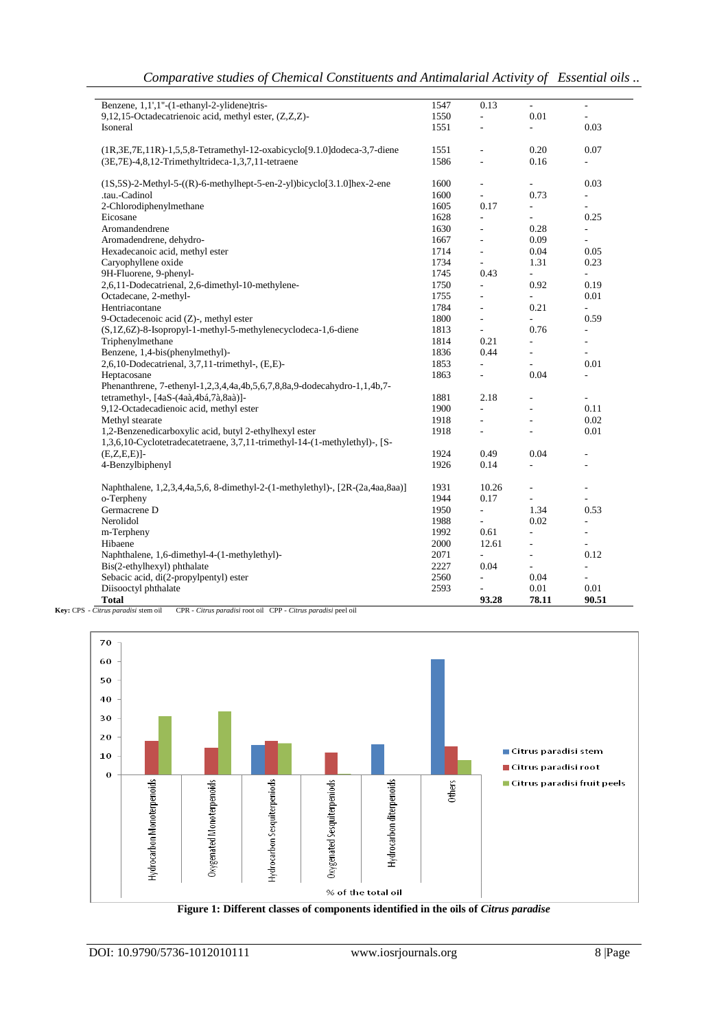| Compound | RI | CPS | CPR | CPP |
|---|---|---|---|---|
| Benzene, 1,1',1''-(1-ethanyl-2-ylidene)tris- | 1547 | 0.13 | - | - |
| 9,12,15-Octadecatrienoic acid, methyl ester, (Z,Z,Z)- | 1550 | - | 0.01 | - |
| Isoneral | 1551 | - | - | 0.03 |
| (1R,3E,7E,11R)-1,5,5,8-Tetramethyl-12-oxabicyclo[9.1.0]dodeca-3,7-diene | 1551 | - | 0.20 | 0.07 |
| (3E,7E)-4,8,12-Trimethyltrideca-1,3,7,11-tetraene | 1586 | - | 0.16 | - |
| (1S,5S)-2-Methyl-5-((R)-6-methylhept-5-en-2-yl)bicyclo[3.1.0]hex-2-ene | 1600 | - | - | 0.03 |
| .tau.-Cadinol | 1600 | - | 0.73 | - |
| 2-Chlorodiphenylmethane | 1605 | 0.17 | - | - |
| Eicosane | 1628 | - | - | 0.25 |
| Aromandendrene | 1630 | - | 0.28 | - |
| Aromadendrene, dehydro- | 1667 | - | 0.09 | - |
| Hexadecanoic acid, methyl ester | 1714 | - | 0.04 | 0.05 |
| Caryophyllene oxide | 1734 | - | 1.31 | 0.23 |
| 9H-Fluorene, 9-phenyl- | 1745 | 0.43 | - | - |
| 2,6,11-Dodecatrienal, 2,6-dimethyl-10-methylene- | 1750 | - | 0.92 | 0.19 |
| Octadecane, 2-methyl- | 1755 | - | - | 0.01 |
| Hentriacontane | 1784 | - | 0.21 | - |
| 9-Octadecenoic acid (Z)-, methyl ester | 1800 | - | - | 0.59 |
| (S,1Z,6Z)-8-Isopropyl-1-methyl-5-methylenecyclodeca-1,6-diene | 1813 | - | 0.76 | - |
| Triphenylmethane | 1814 | 0.21 | - | - |
| Benzene, 1,4-bis(phenylmethyl)- | 1836 | 0.44 | - | - |
| 2,6,10-Dodecatrienal, 3,7,11-trimethyl-, (E,E)- | 1853 | - | - | 0.01 |
| Heptacosane | 1863 | - | 0.04 | - |
| Phenanthrene, 7-ethenyl-1,2,3,4,4a,4b,5,6,7,8,8a,9-dodecahydro-1,1,4b,7-tetramethyl-, [4aS-(4aà,4bá,7à,8aà)]- | 1881 | 2.18 | - | - |
| 9,12-Octadecadienoic acid, methyl ester | 1900 | - | - | 0.11 |
| Methyl stearate | 1918 | - | - | 0.02 |
| 1,2-Benzenedicarboxylic acid, butyl 2-ethylhexyl ester | 1918 | - | - | 0.01 |
| 1,3,6,10-Cyclotetradecatetraene, 3,7,11-trimethyl-14-(1-methylethyl)-, [S-(E,Z,E,E)]- | 1924 | 0.49 | 0.04 | - |
| 4-Benzylbiphenyl | 1926 | 0.14 | - | - |
| Naphthalene, 1,2,3,4,4a,5,6, 8-dimethyl-2-(1-methylethyl)-, [2R-(2a,4aa,8aa)] | 1931 | 10.26 | - | - |
| o-Terpheny | 1944 | 0.17 | - | - |
| Germacrene D | 1950 | - | 1.34 | 0.53 |
| Nerolidol | 1988 | - | 0.02 | - |
| m-Terpheny | 1992 | 0.61 | - | - |
| Hibaene | 2000 | 12.61 | - | - |
| Naphthalene, 1,6-dimethyl-4-(1-methylethyl)- | 2071 | - | - | 0.12 |
| Bis(2-ethylhexyl) phthalate | 2227 | 0.04 | - | - |
| Sebacic acid, di(2-propylpentyl) ester | 2560 | - | 0.04 | - |
| Diisooctyl phthalate | 2593 | - | 0.01 | 0.01 |
| **Total** | | **93.28** | **78.11** | **90.51** |

**Key:** CPS - *Citrus paradisi* stem oil CPR - *Citrus paradisi* root oil CPP - *Citrus paradisi* peel oil

**Figure 1: Different classes of components identified in the oils of *Citrus paradise***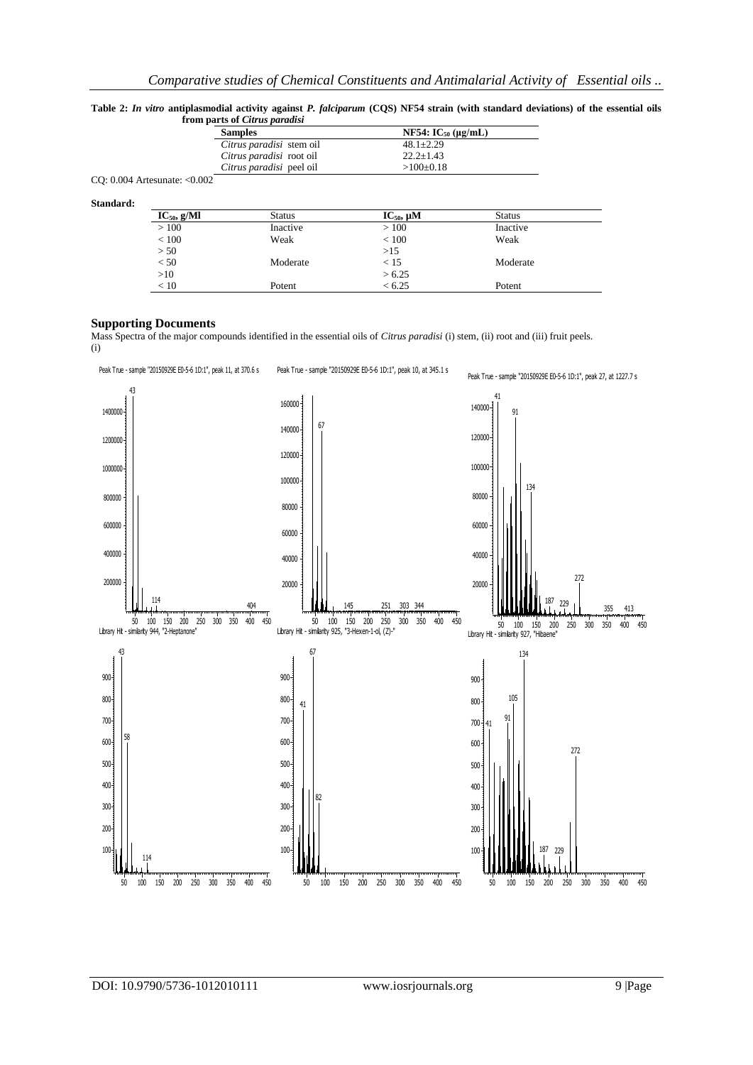**Table 2:** *In vitro* **antiplasmodial activity against** ***P. falciparum*** **(CQS) NF54 strain (with standard deviations) of the essential oils from parts of** ***Citrus paradisi***

| Samples | NF54: $IC_{50}$ (µg/mL) |
|---|---|
| *Citrus paradisi* stem oil | 48.1±2.29 |
| *Citrus paradisi* root oil | 22.2±1.43 |
| *Citrus paradisi* peel oil | >100±0.18 |

CQ: 0.004 Artesunate: <0.002

**Standard:**

| $IC_{50}$, g/Ml | Status | $IC_{50}$, µM | Status |
|---|---|---|---|
| > 100 | Inactive | > 100 | Inactive |
| < 100 | Weak | < 100 | Weak |
| > 50 | | >15 | |
| < 50 | Moderate | < 15 | Moderate |
| >10 | | > 6.25 | |
| < 10 | Potent | < 6.25 | Potent |

## Supporting Documents

Mass Spectra of the major compounds identified in the essential oils of *Citrus paradisi* (i) stem, (ii) root and (iii) fruit peels.

(i)

Peak True - sample "20150929E E0-5-6 1D:1", peak 11, at 370.6 s

Library Hit - similarity 944, "2-Heptanone"

Peak True - sample "20150929E E0-5-6 1D:1", peak 10, at 345.1 s

Library Hit - similarity 925, "3-Hexen-1-ol, (Z)-"

Peak True - sample "20150929E E0-5-6 1D:1", peak 27, at 1227.7 s

Library Hit - similarity 927, "Hibaene"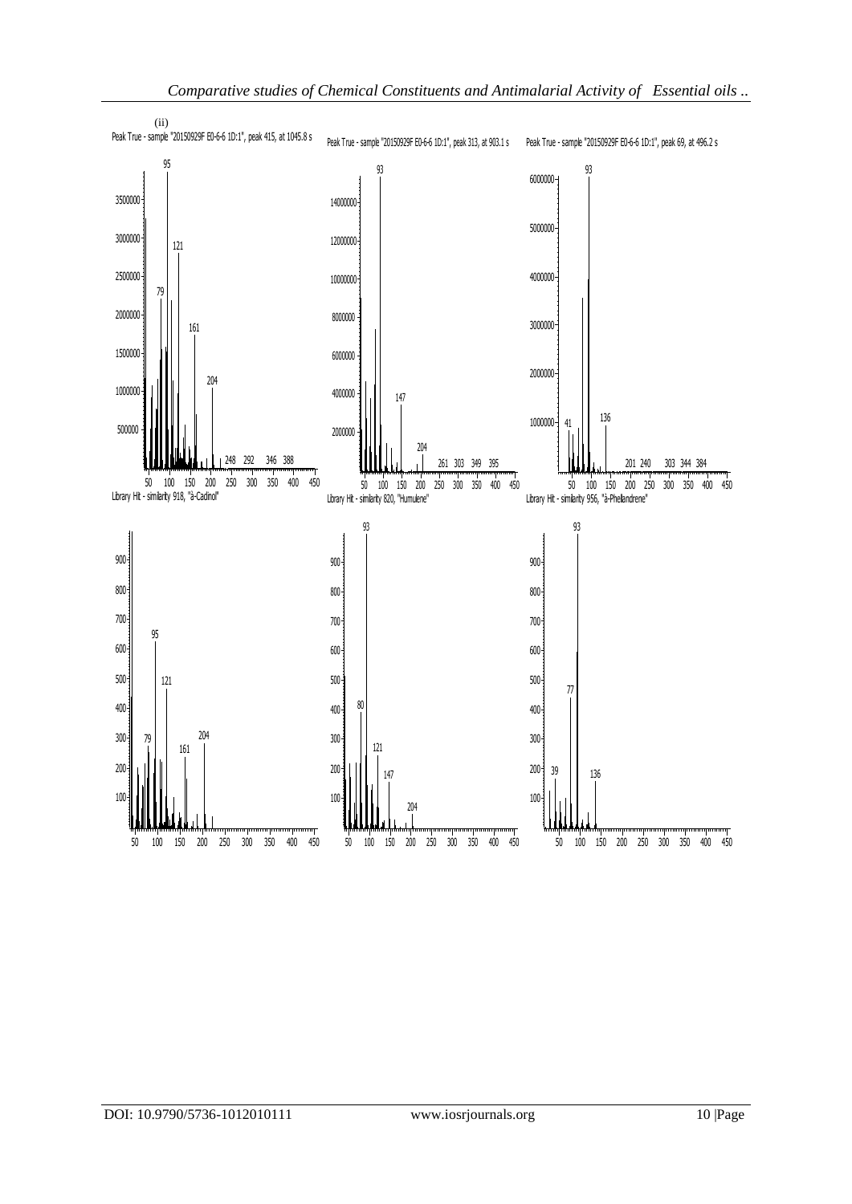(ii)

Peak True - sample "20150929F E0-6-6 1D:1", peak 415, at 1045.8 s

Library Hit - similarity 918, "à-Cadinol"

Peak True - sample "20150929F E0-6-6 1D:1", peak 313, at 903.1 s

Library Hit - similarity 820, "Humulene"

Peak True - sample "20150929F E0-6-6 1D:1", peak 69, at 496.2 s

Library Hit - similarity 956, "à-Phellandrene"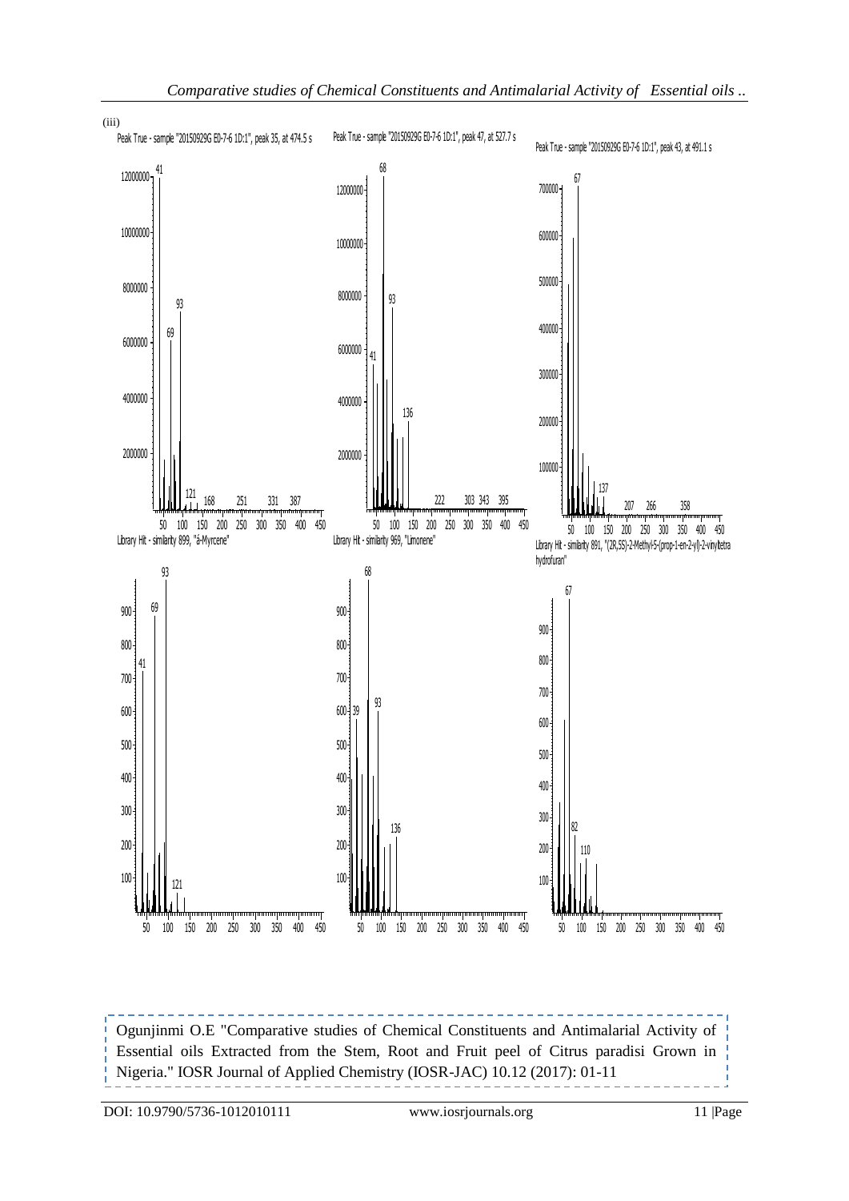(iii)

Peak True - sample "20150929G E0-7-6 1D:1", peak 35, at 474.5 s

12000000
10000000
8000000
6000000
4000000
2000000

41
93
69
121
168
251
331
387

50 100 150 200 250 300 350 400 450

Library Hit - similarity 899, "á-Myrcene"

93
69
41
121

900
800
700
600
500
400
300
200
100

50 100 150 200 250 300 350 400 450

Peak True - sample "20150929G E0-7-6 1D:1", peak 47, at 527.7 s

12000000
10000000
8000000
6000000
4000000
2000000

68
93
41
136
222
303
343
395

50 100 150 200 250 300 350 400 450

Library Hit - similarity 969, "Limonene"

68
39
93
136

900
800
700
600
500
400
300
200
100

50 100 150 200 250 300 350 400 450

Peak True - sample "20150929G E0-7-6 1D:1", peak 43, at 491.1 s

700000
600000
500000
400000
300000
200000
100000

67
137
207
266
358

50 100 150 200 250 300 350 400 450

Library Hit - similarity 891, "(2R,5S)-2-Methyl-5-(prop-1-en-2-yl)-2-vinyltetra hydrofuran"

67
82
110

900
800
700
600
500
400
300
200
100

50 100 150 200 250 300 350 400 450

---

Ogunjinmi O.E "Comparative studies of Chemical Constituents and Antimalarial Activity of Essential oils Extracted from the Stem, Root and Fruit peel of Citrus paradisi Grown in Nigeria." IOSR Journal of Applied Chemistry (IOSR-JAC) 10.12 (2017): 01-11